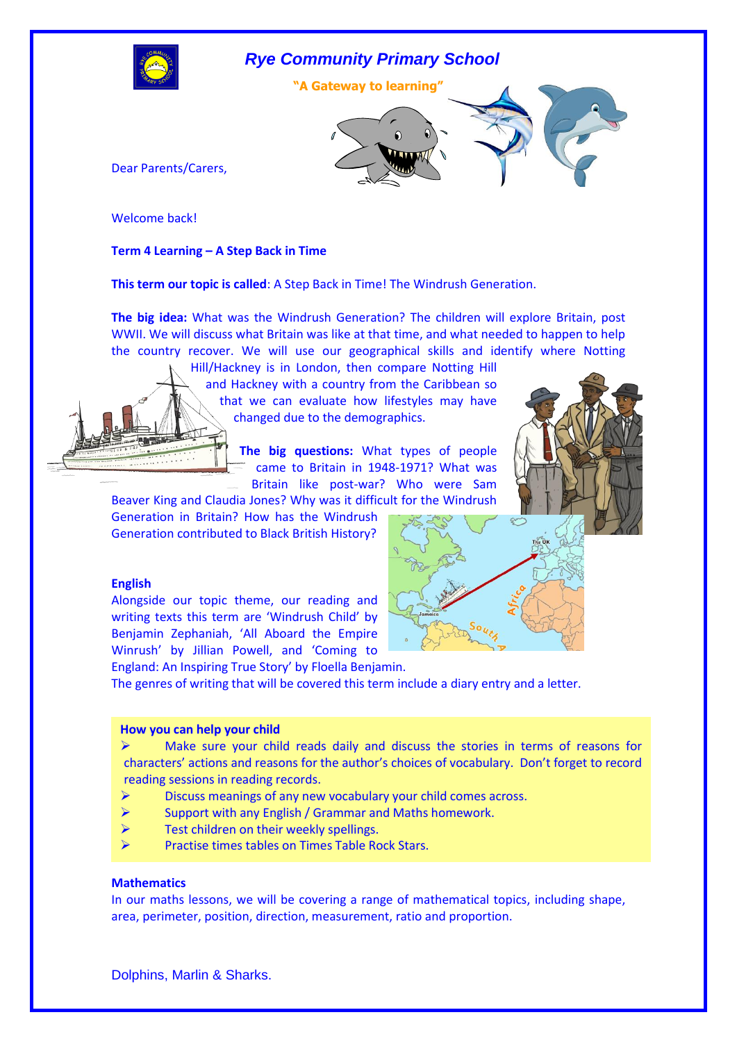# Rye Community Primary School

**"A Gateway to learning"**

Dear Parents/Carers,

Welcome back!

**Term 4 Learning – A Step Back in Time**

**This term our topic is called**: A Step Back in Time! The Windrush Generation.

**The big idea:** What was the Windrush Generation? The children will explore Britain, post WWII. We will discuss what Britain was like at that time, and what needed to happen to help the country recover. We will use our geographical skills and identify where Notting Hill/Hackney is in London, then compare Notting Hill and Hackney with a country from the Caribbean so that we can evaluate how lifestyles may have changed due to the demographics.

**The big questions:** What types of people came to Britain in 1948-1971? What was Britain like post-war? Who were Sam Beaver King and Claudia Jones? Why was it difficult for the Windrush Generation in Britain? How has the Windrush Generation contributed to Black British History?

**English**

Alongside our topic theme, our reading and writing texts this term are 'Windrush Child' by Benjamin Zephaniah, 'All Aboard the Empire Winrush' by Jillian Powell, and 'Coming to England: An Inspiring True Story' by Floella Benjamin.

The genres of writing that will be covered this term include a diary entry and a letter.

**How you can help your child**

- Make sure your child reads daily and discuss the stories in terms of reasons for characters' actions and reasons for the author's choices of vocabulary. Don't forget to record reading sessions in reading records.
- Discuss meanings of any new vocabulary your child comes across.
- Support with any English / Grammar and Maths homework.
- Test children on their weekly spellings.
- Practise times tables on Times Table Rock Stars.

**Mathematics**

In our maths lessons, we will be covering a range of mathematical topics, including shape, area, perimeter, position, direction, measurement, ratio and proportion.

Dolphins, Marlin & Sharks.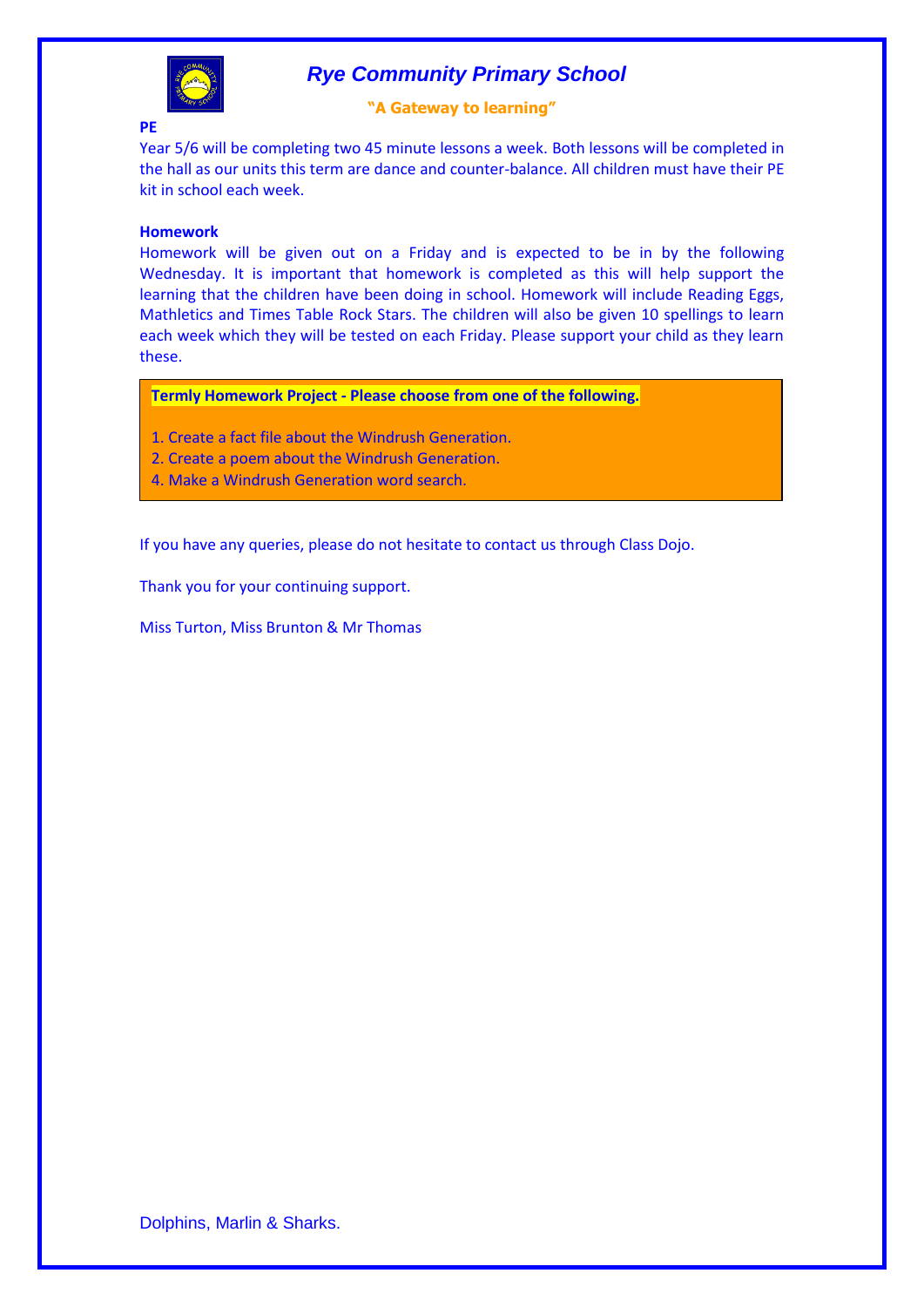# Rye Community Primary School

**"A Gateway to learning"**

**PE**

Year 5/6 will be completing two 45 minute lessons a week. Both lessons will be completed in the hall as our units this term are dance and counter-balance. All children must have their PE kit in school each week.

**Homework**

Homework will be given out on a Friday and is expected to be in by the following Wednesday. It is important that homework is completed as this will help support the learning that the children have been doing in school. Homework will include Reading Eggs, Mathletics and Times Table Rock Stars. The children will also be given 10 spellings to learn each week which they will be tested on each Friday. Please support your child as they learn these.

**Termly Homework Project - Please choose from one of the following.**

1. Create a fact file about the Windrush Generation.
2. Create a poem about the Windrush Generation.
4. Make a Windrush Generation word search.

If you have any queries, please do not hesitate to contact us through Class Dojo.

Thank you for your continuing support.

Miss Turton, Miss Brunton & Mr Thomas

Dolphins, Marlin & Sharks.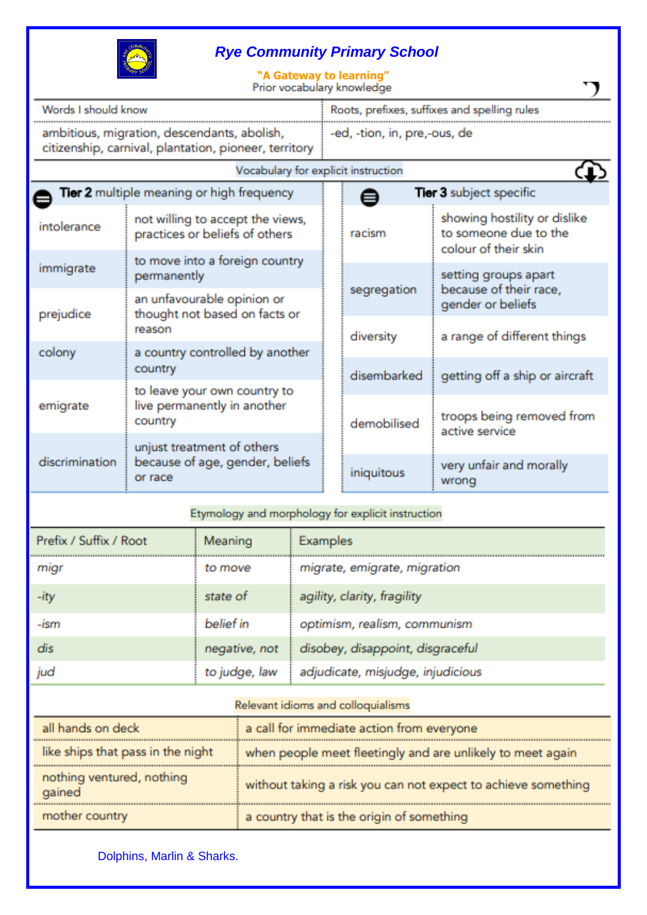# Rye Community Primary School

**"A Gateway to learning"**

Prior vocabulary knowledge

| Words I should know | Roots, prefixes, suffixes and spelling rules |
|---|---|
| ambitious, migration, descendants, abolish, citizenship, carnival, plantation, pioneer, territory | -ed, -tion, in, pre,-ous, de |

Vocabulary for explicit instruction

| **Tier 2** multiple meaning or high frequency | |
|---|---|
| intolerance | not willing to accept the views, practices or beliefs of others |
| immigrate | to move into a foreign country permanently |
| prejudice | an unfavourable opinion or thought not based on facts or reason |
| colony | a country controlled by another country |
| emigrate | to leave your own country to live permanently in another country |
| discrimination | unjust treatment of others because of age, gender, beliefs or race |

| **Tier 3** subject specific | |
|---|---|
| racism | showing hostility or dislike to someone due to the colour of their skin |
| segregation | setting groups apart because of their race, gender or beliefs |
| diversity | a range of different things |
| disembarked | getting off a ship or aircraft |
| demobilised | troops being removed from active service |
| iniquitous | very unfair and morally wrong |

Etymology and morphology for explicit instruction

| Prefix / Suffix / Root | Meaning | Examples |
|---|---|---|
| *migr* | *to move* | *migrate, emigrate, migration* |
| *-ity* | *state of* | *agility, clarity, fragility* |
| *-ism* | *belief in* | *optimism, realism, communism* |
| *dis* | *negative, not* | *disobey, disappoint, disgraceful* |
| *jud* | *to judge, law* | *adjudicate, misjudge, injudicious* |

Relevant idioms and colloquialisms

| | |
|---|---|
| all hands on deck | a call for immediate action from everyone |
| like ships that pass in the night | when people meet fleetingly and are unlikely to meet again |
| nothing ventured, nothing gained | without taking a risk you can not expect to achieve something |
| mother country | a country that is the origin of something |

Dolphins, Marlin & Sharks.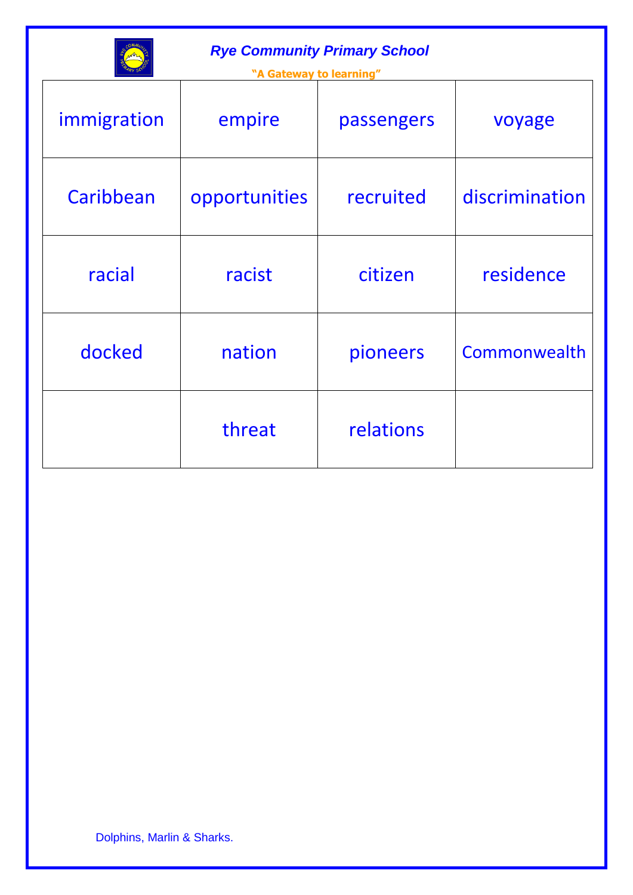**Rye Community Primary School**

**"A Gateway to learning"**

| | | | |
|---|---|---|---|
| immigration | empire | passengers | voyage |
| Caribbean | opportunities | recruited | discrimination |
| racial | racist | citizen | residence |
| docked | nation | pioneers | Commonwealth |
| | threat | relations | |

Dolphins, Marlin & Sharks.